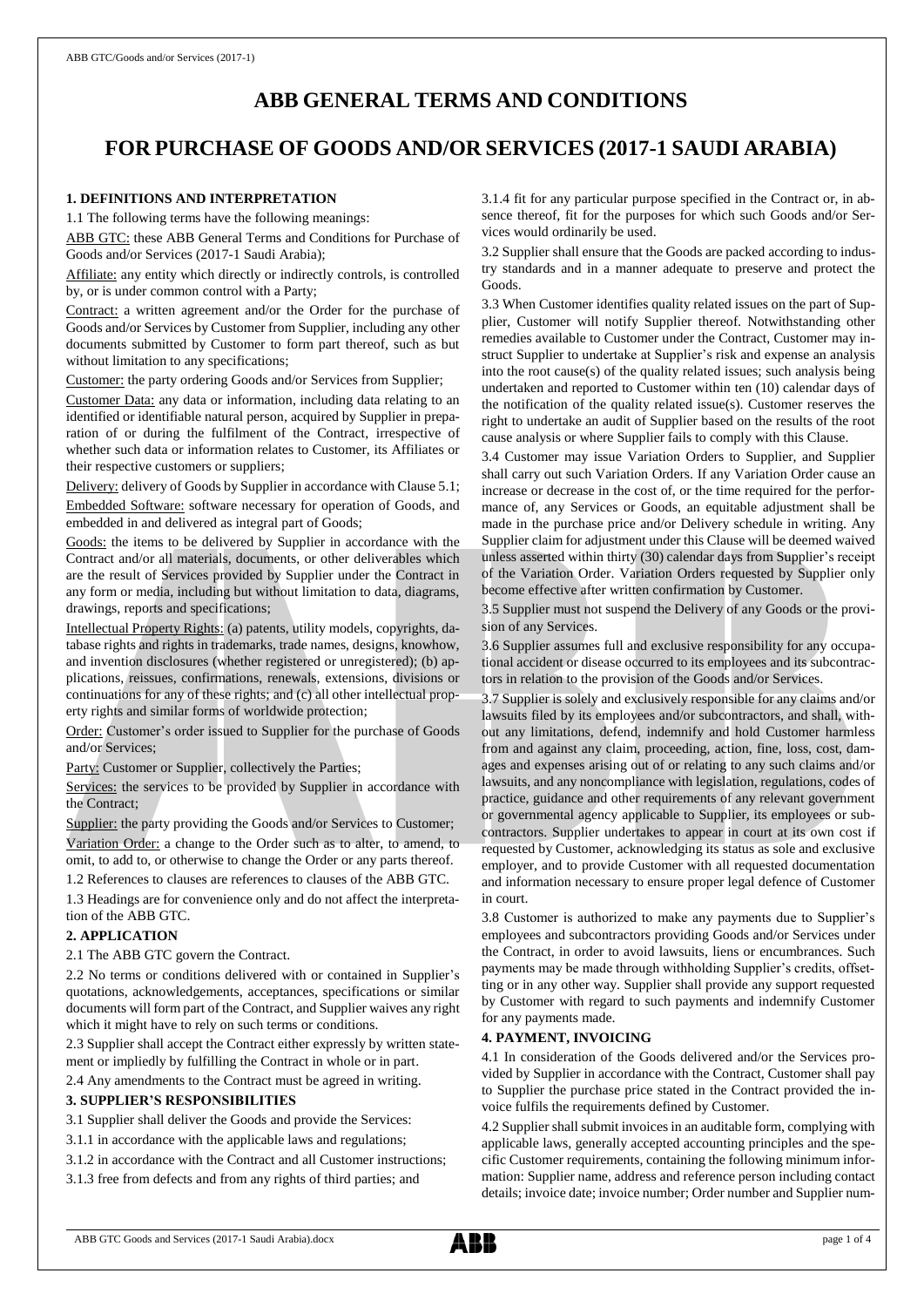# ABB GENERAL TERMS AND CONDITIONS

# FOR PURCHASE OF GOODS AND/OR SERVICES (2017-1 SAUDI ARABIA)

### 1. DEFINITIONS AND INTERPRETATION

1.1 The following terms have the following meanings:

ABB GTC: these ABB General Terms and Conditions for Purchase of Goods and/or Services (2017-1 Saudi Arabia);

Affiliate: any entity which directly or indirectly controls, is controlled by, or is under common control with a Party;

Contract: a written agreement and/or the Order for the purchase of Goods and/or Services by Customer from Supplier, including any other documents submitted by Customer to form part thereof, such as but without limitation to any specifications;

Customer: the party ordering Goods and/or Services from Supplier;

Customer Data: any data or information, including data relating to an identified or identifiable natural person, acquired by Supplier in preparation of or during the fulfilment of the Contract, irrespective of whether such data or information relates to Customer, its Affiliates or their respective customers or suppliers;

Delivery: delivery of Goods by Supplier in accordance with Clause 5.1;

Embedded Software: software necessary for operation of Goods, and embedded in and delivered as integral part of Goods;

Goods: the items to be delivered by Supplier in accordance with the Contract and/or all materials, documents, or other deliverables which are the result of Services provided by Supplier under the Contract in any form or media, including but without limitation to data, diagrams, drawings, reports and specifications;

Intellectual Property Rights: (a) patents, utility models, copyrights, database rights and rights in trademarks, trade names, designs, knowhow, and invention disclosures (whether registered or unregistered); (b) applications, reissues, confirmations, renewals, extensions, divisions or continuations for any of these rights; and (c) all other intellectual property rights and similar forms of worldwide protection;

Order: Customer's order issued to Supplier for the purchase of Goods and/or Services;

Party: Customer or Supplier, collectively the Parties;

Services: the services to be provided by Supplier in accordance with the Contract;

Supplier: the party providing the Goods and/or Services to Customer;

Variation Order: a change to the Order such as to alter, to amend, to omit, to add to, or otherwise to change the Order or any parts thereof.

1.2 References to clauses are references to clauses of the ABB GTC.

1.3 Headings are for convenience only and do not affect the interpretation of the ABB GTC.

### 2. APPLICATION

2.1 The ABB GTC govern the Contract.

2.2 No terms or conditions delivered with or contained in Supplier's quotations, acknowledgements, acceptances, specifications or similar documents will form part of the Contract, and Supplier waives any right which it might have to rely on such terms or conditions.

2.3 Supplier shall accept the Contract either expressly by written statement or impliedly by fulfilling the Contract in whole or in part.

2.4 Any amendments to the Contract must be agreed in writing.

### 3. SUPPLIER'S RESPONSIBILITIES

3.1 Supplier shall deliver the Goods and provide the Services:

3.1.1 in accordance with the applicable laws and regulations;

3.1.2 in accordance with the Contract and all Customer instructions;

3.1.3 free from defects and from any rights of third parties; and

3.1.4 fit for any particular purpose specified in the Contract or, in absence thereof, fit for the purposes for which such Goods and/or Services would ordinarily be used.

3.2 Supplier shall ensure that the Goods are packed according to industry standards and in a manner adequate to preserve and protect the Goods.

3.3 When Customer identifies quality related issues on the part of Supplier, Customer will notify Supplier thereof. Notwithstanding other remedies available to Customer under the Contract, Customer may instruct Supplier to undertake at Supplier's risk and expense an analysis into the root cause(s) of the quality related issues; such analysis being undertaken and reported to Customer within ten (10) calendar days of the notification of the quality related issue(s). Customer reserves the right to undertake an audit of Supplier based on the results of the root cause analysis or where Supplier fails to comply with this Clause.

3.4 Customer may issue Variation Orders to Supplier, and Supplier shall carry out such Variation Orders. If any Variation Order cause an increase or decrease in the cost of, or the time required for the performance of, any Services or Goods, an equitable adjustment shall be made in the purchase price and/or Delivery schedule in writing. Any Supplier claim for adjustment under this Clause will be deemed waived unless asserted within thirty (30) calendar days from Supplier's receipt of the Variation Order. Variation Orders requested by Supplier only become effective after written confirmation by Customer.

3.5 Supplier must not suspend the Delivery of any Goods or the provision of any Services.

3.6 Supplier assumes full and exclusive responsibility for any occupational accident or disease occurred to its employees and its subcontractors in relation to the provision of the Goods and/or Services.

3.7 Supplier is solely and exclusively responsible for any claims and/or lawsuits filed by its employees and/or subcontractors, and shall, without any limitations, defend, indemnify and hold Customer harmless from and against any claim, proceeding, action, fine, loss, cost, damages and expenses arising out of or relating to any such claims and/or lawsuits, and any noncompliance with legislation, regulations, codes of practice, guidance and other requirements of any relevant government or governmental agency applicable to Supplier, its employees or subcontractors. Supplier undertakes to appear in court at its own cost if requested by Customer, acknowledging its status as sole and exclusive employer, and to provide Customer with all requested documentation and information necessary to ensure proper legal defence of Customer in court.

3.8 Customer is authorized to make any payments due to Supplier's employees and subcontractors providing Goods and/or Services under the Contract, in order to avoid lawsuits, liens or encumbrances. Such payments may be made through withholding Supplier's credits, offsetting or in any other way. Supplier shall provide any support requested by Customer with regard to such payments and indemnify Customer for any payments made.

### 4. PAYMENT, INVOICING

4.1 In consideration of the Goods delivered and/or the Services provided by Supplier in accordance with the Contract, Customer shall pay to Supplier the purchase price stated in the Contract provided the invoice fulfils the requirements defined by Customer.

4.2 Supplier shall submit invoices in an auditable form, complying with applicable laws, generally accepted accounting principles and the specific Customer requirements, containing the following minimum information: Supplier name, address and reference person including contact details; invoice date; invoice number; Order number and Supplier num-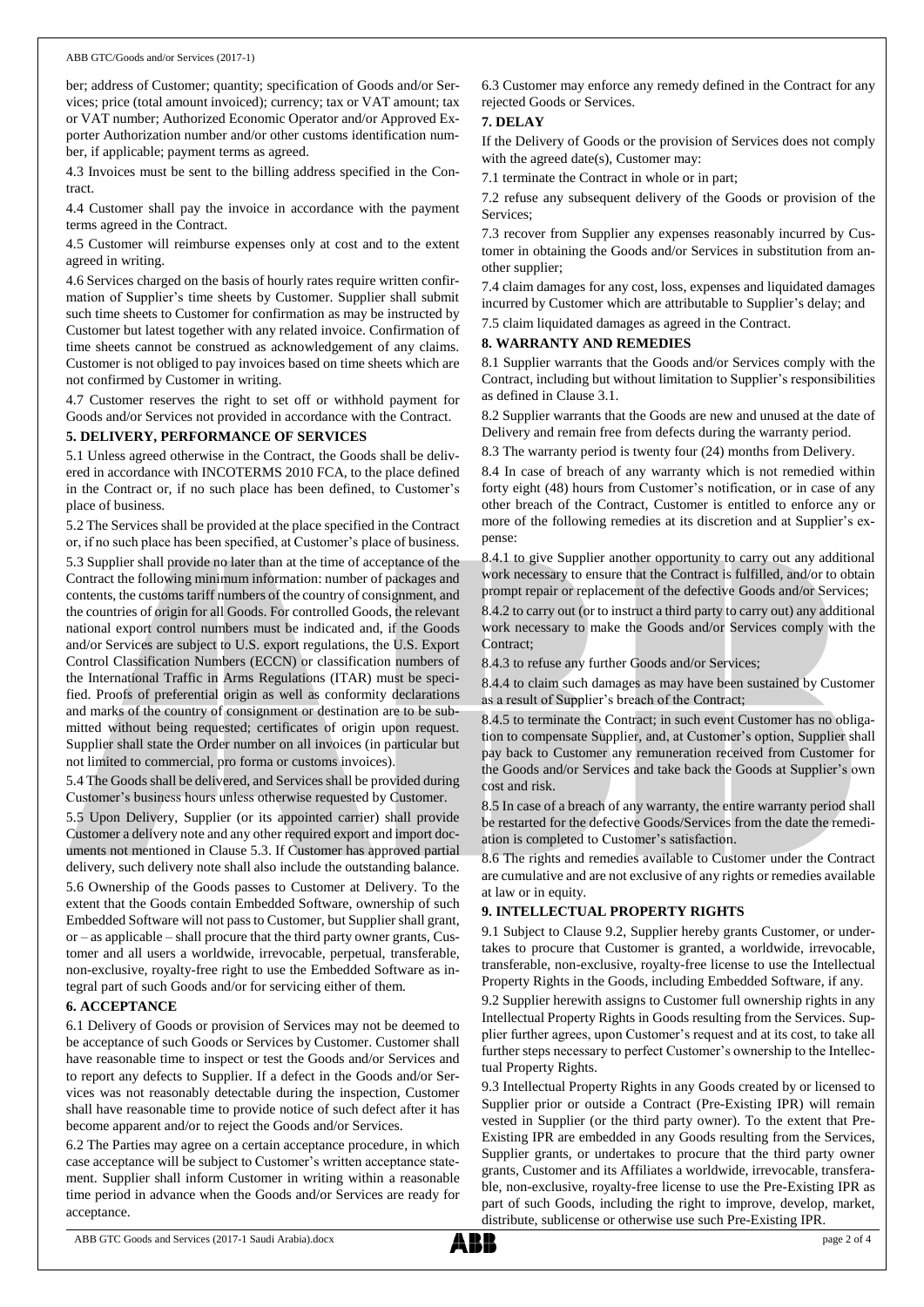ber; address of Customer; quantity; specification of Goods and/or Services; price (total amount invoiced); currency; tax or VAT amount; tax or VAT number; Authorized Economic Operator and/or Approved Exporter Authorization number and/or other customs identification number, if applicable; payment terms as agreed.

4.3 Invoices must be sent to the billing address specified in the Contract.

4.4 Customer shall pay the invoice in accordance with the payment terms agreed in the Contract.

4.5 Customer will reimburse expenses only at cost and to the extent agreed in writing.

4.6 Services charged on the basis of hourly rates require written confirmation of Supplier's time sheets by Customer. Supplier shall submit such time sheets to Customer for confirmation as may be instructed by Customer but latest together with any related invoice. Confirmation of time sheets cannot be construed as acknowledgement of any claims. Customer is not obliged to pay invoices based on time sheets which are not confirmed by Customer in writing.

4.7 Customer reserves the right to set off or withhold payment for Goods and/or Services not provided in accordance with the Contract.

## 5. DELIVERY, PERFORMANCE OF SERVICES

5.1 Unless agreed otherwise in the Contract, the Goods shall be delivered in accordance with INCOTERMS 2010 FCA, to the place defined in the Contract or, if no such place has been defined, to Customer's place of business.

5.2 The Services shall be provided at the place specified in the Contract or, if no such place has been specified, at Customer's place of business.

5.3 Supplier shall provide no later than at the time of acceptance of the Contract the following minimum information: number of packages and contents, the customs tariff numbers of the country of consignment, and the countries of origin for all Goods. For controlled Goods, the relevant national export control numbers must be indicated and, if the Goods and/or Services are subject to U.S. export regulations, the U.S. Export Control Classification Numbers (ECCN) or classification numbers of the International Traffic in Arms Regulations (ITAR) must be specified. Proofs of preferential origin as well as conformity declarations and marks of the country of consignment or destination are to be submitted without being requested; certificates of origin upon request. Supplier shall state the Order number on all invoices (in particular but not limited to commercial, pro forma or customs invoices).

5.4 The Goods shall be delivered, and Services shall be provided during Customer's business hours unless otherwise requested by Customer.

5.5 Upon Delivery, Supplier (or its appointed carrier) shall provide Customer a delivery note and any other required export and import documents not mentioned in Clause 5.3. If Customer has approved partial delivery, such delivery note shall also include the outstanding balance.

5.6 Ownership of the Goods passes to Customer at Delivery. To the extent that the Goods contain Embedded Software, ownership of such Embedded Software will not pass to Customer, but Supplier shall grant, or – as applicable – shall procure that the third party owner grants, Customer and all users a worldwide, irrevocable, perpetual, transferable, non-exclusive, royalty-free right to use the Embedded Software as integral part of such Goods and/or for servicing either of them.

## 6. ACCEPTANCE

6.1 Delivery of Goods or provision of Services may not be deemed to be acceptance of such Goods or Services by Customer. Customer shall have reasonable time to inspect or test the Goods and/or Services and to report any defects to Supplier. If a defect in the Goods and/or Services was not reasonably detectable during the inspection, Customer shall have reasonable time to provide notice of such defect after it has become apparent and/or to reject the Goods and/or Services.

6.2 The Parties may agree on a certain acceptance procedure, in which case acceptance will be subject to Customer's written acceptance statement. Supplier shall inform Customer in writing within a reasonable time period in advance when the Goods and/or Services are ready for acceptance.

6.3 Customer may enforce any remedy defined in the Contract for any rejected Goods or Services.

## 7. DELAY

If the Delivery of Goods or the provision of Services does not comply with the agreed date(s), Customer may:

7.1 terminate the Contract in whole or in part;

7.2 refuse any subsequent delivery of the Goods or provision of the Services;

7.3 recover from Supplier any expenses reasonably incurred by Customer in obtaining the Goods and/or Services in substitution from another supplier;

7.4 claim damages for any cost, loss, expenses and liquidated damages incurred by Customer which are attributable to Supplier's delay; and

7.5 claim liquidated damages as agreed in the Contract.

## 8. WARRANTY AND REMEDIES

8.1 Supplier warrants that the Goods and/or Services comply with the Contract, including but without limitation to Supplier's responsibilities as defined in Clause 3.1.

8.2 Supplier warrants that the Goods are new and unused at the date of Delivery and remain free from defects during the warranty period.

8.3 The warranty period is twenty four (24) months from Delivery.

8.4 In case of breach of any warranty which is not remedied within forty eight (48) hours from Customer's notification, or in case of any other breach of the Contract, Customer is entitled to enforce any or more of the following remedies at its discretion and at Supplier's expense:

8.4.1 to give Supplier another opportunity to carry out any additional work necessary to ensure that the Contract is fulfilled, and/or to obtain prompt repair or replacement of the defective Goods and/or Services;

8.4.2 to carry out (or to instruct a third party to carry out) any additional work necessary to make the Goods and/or Services comply with the Contract;

8.4.3 to refuse any further Goods and/or Services;

8.4.4 to claim such damages as may have been sustained by Customer as a result of Supplier's breach of the Contract;

8.4.5 to terminate the Contract; in such event Customer has no obligation to compensate Supplier, and, at Customer's option, Supplier shall pay back to Customer any remuneration received from Customer for the Goods and/or Services and take back the Goods at Supplier's own cost and risk.

8.5 In case of a breach of any warranty, the entire warranty period shall be restarted for the defective Goods/Services from the date the remediation is completed to Customer's satisfaction.

8.6 The rights and remedies available to Customer under the Contract are cumulative and are not exclusive of any rights or remedies available at law or in equity.

## 9. INTELLECTUAL PROPERTY RIGHTS

9.1 Subject to Clause 9.2, Supplier hereby grants Customer, or undertakes to procure that Customer is granted, a worldwide, irrevocable, transferable, non-exclusive, royalty-free license to use the Intellectual Property Rights in the Goods, including Embedded Software, if any.

9.2 Supplier herewith assigns to Customer full ownership rights in any Intellectual Property Rights in Goods resulting from the Services. Supplier further agrees, upon Customer's request and at its cost, to take all further steps necessary to perfect Customer's ownership to the Intellectual Property Rights.

9.3 Intellectual Property Rights in any Goods created by or licensed to Supplier prior or outside a Contract (Pre-Existing IPR) will remain vested in Supplier (or the third party owner). To the extent that Pre-Existing IPR are embedded in any Goods resulting from the Services, Supplier grants, or undertakes to procure that the third party owner grants, Customer and its Affiliates a worldwide, irrevocable, transferable, non-exclusive, royalty-free license to use the Pre-Existing IPR as part of such Goods, including the right to improve, develop, market, distribute, sublicense or otherwise use such Pre-Existing IPR.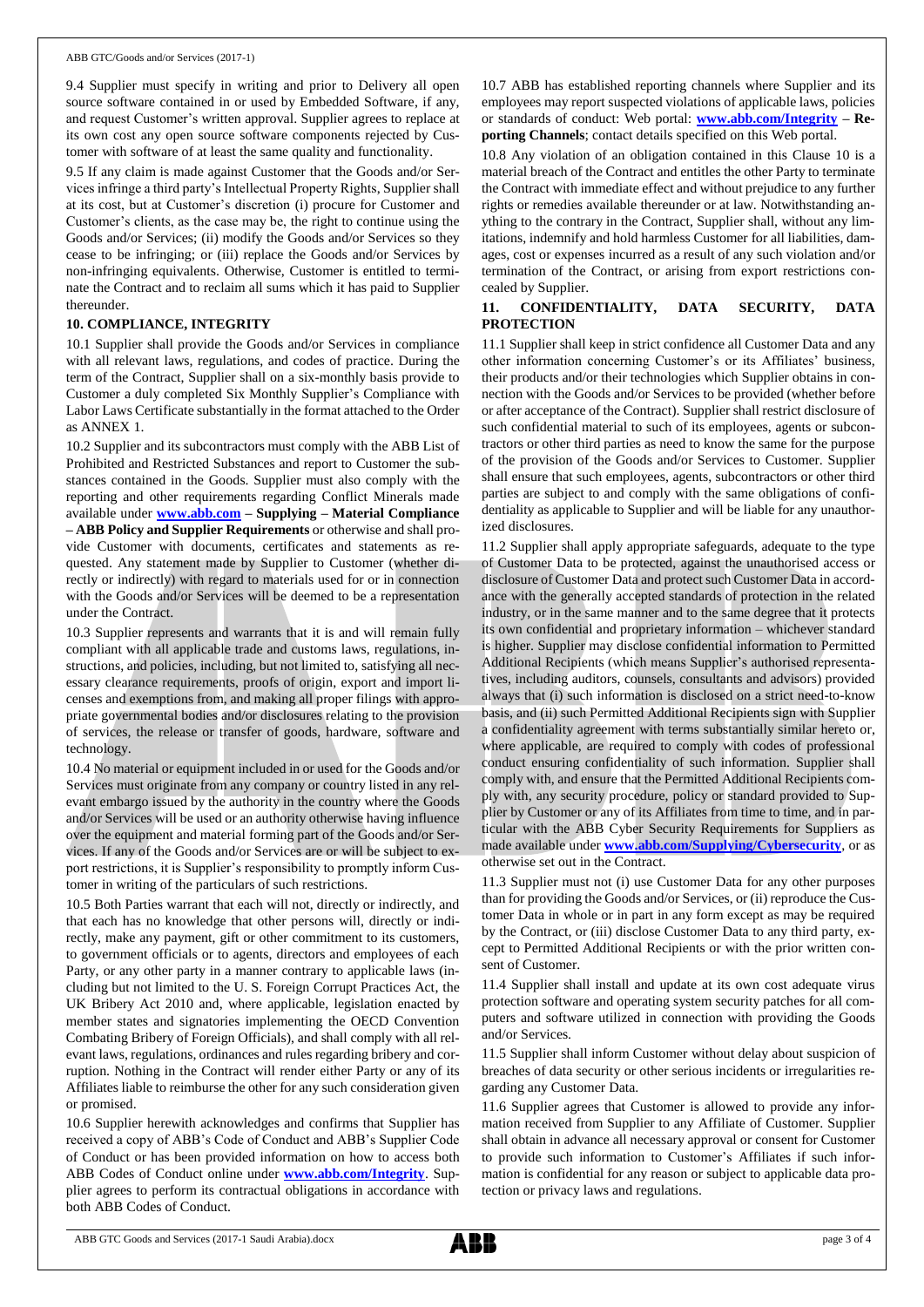9.4 Supplier must specify in writing and prior to Delivery all open source software contained in or used by Embedded Software, if any, and request Customer's written approval. Supplier agrees to replace at its own cost any open source software components rejected by Customer with software of at least the same quality and functionality.

9.5 If any claim is made against Customer that the Goods and/or Services infringe a third party's Intellectual Property Rights, Supplier shall at its cost, but at Customer's discretion (i) procure for Customer and Customer's clients, as the case may be, the right to continue using the Goods and/or Services; (ii) modify the Goods and/or Services so they cease to be infringing; or (iii) replace the Goods and/or Services by non-infringing equivalents. Otherwise, Customer is entitled to terminate the Contract and to reclaim all sums which it has paid to Supplier thereunder.

## 10. COMPLIANCE, INTEGRITY

10.1 Supplier shall provide the Goods and/or Services in compliance with all relevant laws, regulations, and codes of practice. During the term of the Contract, Supplier shall on a six-monthly basis provide to Customer a duly completed Six Monthly Supplier's Compliance with Labor Laws Certificate substantially in the format attached to the Order as ANNEX 1.

10.2 Supplier and its subcontractors must comply with the ABB List of Prohibited and Restricted Substances and report to Customer the substances contained in the Goods. Supplier must also comply with the reporting and other requirements regarding Conflict Minerals made available under **www.abb.com – Supplying – Material Compliance – ABB Policy and Supplier Requirements** or otherwise and shall provide Customer with documents, certificates and statements as requested. Any statement made by Supplier to Customer (whether directly or indirectly) with regard to materials used for or in connection with the Goods and/or Services will be deemed to be a representation under the Contract.

10.3 Supplier represents and warrants that it is and will remain fully compliant with all applicable trade and customs laws, regulations, instructions, and policies, including, but not limited to, satisfying all necessary clearance requirements, proofs of origin, export and import licenses and exemptions from, and making all proper filings with appropriate governmental bodies and/or disclosures relating to the provision of services, the release or transfer of goods, hardware, software and technology.

10.4 No material or equipment included in or used for the Goods and/or Services must originate from any company or country listed in any relevant embargo issued by the authority in the country where the Goods and/or Services will be used or an authority otherwise having influence over the equipment and material forming part of the Goods and/or Services. If any of the Goods and/or Services are or will be subject to export restrictions, it is Supplier's responsibility to promptly inform Customer in writing of the particulars of such restrictions.

10.5 Both Parties warrant that each will not, directly or indirectly, and that each has no knowledge that other persons will, directly or indirectly, make any payment, gift or other commitment to its customers, to government officials or to agents, directors and employees of each Party, or any other party in a manner contrary to applicable laws (including but not limited to the U. S. Foreign Corrupt Practices Act, the UK Bribery Act 2010 and, where applicable, legislation enacted by member states and signatories implementing the OECD Convention Combating Bribery of Foreign Officials), and shall comply with all relevant laws, regulations, ordinances and rules regarding bribery and corruption. Nothing in the Contract will render either Party or any of its Affiliates liable to reimburse the other for any such consideration given or promised.

10.6 Supplier herewith acknowledges and confirms that Supplier has received a copy of ABB's Code of Conduct and ABB's Supplier Code of Conduct or has been provided information on how to access both ABB Codes of Conduct online under **www.abb.com/Integrity**. Supplier agrees to perform its contractual obligations in accordance with both ABB Codes of Conduct.

10.7 ABB has established reporting channels where Supplier and its employees may report suspected violations of applicable laws, policies or standards of conduct: Web portal: **www.abb.com/Integrity – Reporting Channels**; contact details specified on this Web portal.

10.8 Any violation of an obligation contained in this Clause 10 is a material breach of the Contract and entitles the other Party to terminate the Contract with immediate effect and without prejudice to any further rights or remedies available thereunder or at law. Notwithstanding anything to the contrary in the Contract, Supplier shall, without any limitations, indemnify and hold harmless Customer for all liabilities, damages, cost or expenses incurred as a result of any such violation and/or termination of the Contract, or arising from export restrictions concealed by Supplier.

## 11. CONFIDENTIALITY, DATA SECURITY, DATA PROTECTION

11.1 Supplier shall keep in strict confidence all Customer Data and any other information concerning Customer's or its Affiliates' business, their products and/or their technologies which Supplier obtains in connection with the Goods and/or Services to be provided (whether before or after acceptance of the Contract). Supplier shall restrict disclosure of such confidential material to such of its employees, agents or subcontractors or other third parties as need to know the same for the purpose of the provision of the Goods and/or Services to Customer. Supplier shall ensure that such employees, agents, subcontractors or other third parties are subject to and comply with the same obligations of confidentiality as applicable to Supplier and will be liable for any unauthorized disclosures.

11.2 Supplier shall apply appropriate safeguards, adequate to the type of Customer Data to be protected, against the unauthorised access or disclosure of Customer Data and protect such Customer Data in accordance with the generally accepted standards of protection in the related industry, or in the same manner and to the same degree that it protects its own confidential and proprietary information – whichever standard is higher. Supplier may disclose confidential information to Permitted Additional Recipients (which means Supplier's authorised representatives, including auditors, counsels, consultants and advisors) provided always that (i) such information is disclosed on a strict need-to-know basis, and (ii) such Permitted Additional Recipients sign with Supplier a confidentiality agreement with terms substantially similar hereto or, where applicable, are required to comply with codes of professional conduct ensuring confidentiality of such information. Supplier shall comply with, and ensure that the Permitted Additional Recipients comply with, any security procedure, policy or standard provided to Supplier by Customer or any of its Affiliates from time to time, and in particular with the ABB Cyber Security Requirements for Suppliers as made available under **www.abb.com/Supplying/Cybersecurity**, or as otherwise set out in the Contract.

11.3 Supplier must not (i) use Customer Data for any other purposes than for providing the Goods and/or Services, or (ii) reproduce the Customer Data in whole or in part in any form except as may be required by the Contract, or (iii) disclose Customer Data to any third party, except to Permitted Additional Recipients or with the prior written consent of Customer.

11.4 Supplier shall install and update at its own cost adequate virus protection software and operating system security patches for all computers and software utilized in connection with providing the Goods and/or Services.

11.5 Supplier shall inform Customer without delay about suspicion of breaches of data security or other serious incidents or irregularities regarding any Customer Data.

11.6 Supplier agrees that Customer is allowed to provide any information received from Supplier to any Affiliate of Customer. Supplier shall obtain in advance all necessary approval or consent for Customer to provide such information to Customer's Affiliates if such information is confidential for any reason or subject to applicable data protection or privacy laws and regulations.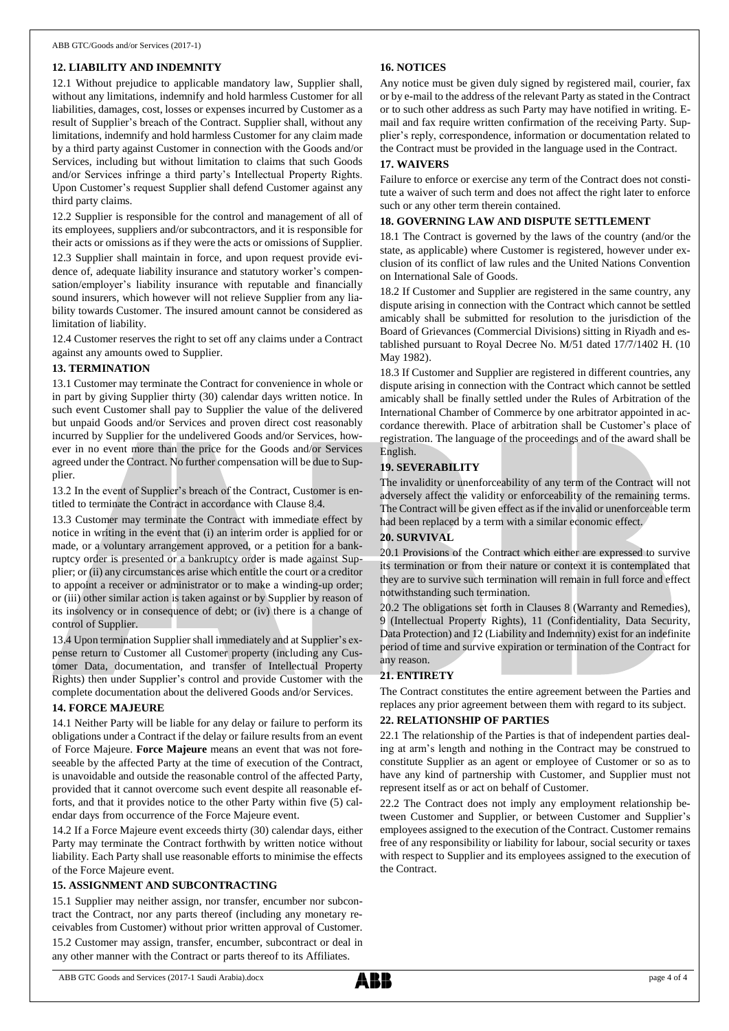## 12. LIABILITY AND INDEMNITY

12.1 Without prejudice to applicable mandatory law, Supplier shall, without any limitations, indemnify and hold harmless Customer for all liabilities, damages, cost, losses or expenses incurred by Customer as a result of Supplier's breach of the Contract. Supplier shall, without any limitations, indemnify and hold harmless Customer for any claim made by a third party against Customer in connection with the Goods and/or Services, including but without limitation to claims that such Goods and/or Services infringe a third party's Intellectual Property Rights. Upon Customer's request Supplier shall defend Customer against any third party claims.

12.2 Supplier is responsible for the control and management of all of its employees, suppliers and/or subcontractors, and it is responsible for their acts or omissions as if they were the acts or omissions of Supplier.

12.3 Supplier shall maintain in force, and upon request provide evidence of, adequate liability insurance and statutory worker's compensation/employer's liability insurance with reputable and financially sound insurers, which however will not relieve Supplier from any liability towards Customer. The insured amount cannot be considered as limitation of liability.

12.4 Customer reserves the right to set off any claims under a Contract against any amounts owed to Supplier.

## 13. TERMINATION

13.1 Customer may terminate the Contract for convenience in whole or in part by giving Supplier thirty (30) calendar days written notice. In such event Customer shall pay to Supplier the value of the delivered but unpaid Goods and/or Services and proven direct cost reasonably incurred by Supplier for the undelivered Goods and/or Services, however in no event more than the price for the Goods and/or Services agreed under the Contract. No further compensation will be due to Supplier.

13.2 In the event of Supplier's breach of the Contract, Customer is entitled to terminate the Contract in accordance with Clause 8.4.

13.3 Customer may terminate the Contract with immediate effect by notice in writing in the event that (i) an interim order is applied for or made, or a voluntary arrangement approved, or a petition for a bankruptcy order is presented or a bankruptcy order is made against Supplier; or (ii) any circumstances arise which entitle the court or a creditor to appoint a receiver or administrator or to make a winding-up order; or (iii) other similar action is taken against or by Supplier by reason of its insolvency or in consequence of debt; or (iv) there is a change of control of Supplier.

13.4 Upon termination Supplier shall immediately and at Supplier's expense return to Customer all Customer property (including any Customer Data, documentation, and transfer of Intellectual Property Rights) then under Supplier's control and provide Customer with the complete documentation about the delivered Goods and/or Services.

## 14. FORCE MAJEURE

14.1 Neither Party will be liable for any delay or failure to perform its obligations under a Contract if the delay or failure results from an event of Force Majeure. **Force Majeure** means an event that was not foreseeable by the affected Party at the time of execution of the Contract, is unavoidable and outside the reasonable control of the affected Party, provided that it cannot overcome such event despite all reasonable efforts, and that it provides notice to the other Party within five (5) calendar days from occurrence of the Force Majeure event.

14.2 If a Force Majeure event exceeds thirty (30) calendar days, either Party may terminate the Contract forthwith by written notice without liability. Each Party shall use reasonable efforts to minimise the effects of the Force Majeure event.

## 15. ASSIGNMENT AND SUBCONTRACTING

15.1 Supplier may neither assign, nor transfer, encumber nor subcontract the Contract, nor any parts thereof (including any monetary receivables from Customer) without prior written approval of Customer.

15.2 Customer may assign, transfer, encumber, subcontract or deal in any other manner with the Contract or parts thereof to its Affiliates.

## 16. NOTICES

Any notice must be given duly signed by registered mail, courier, fax or by e-mail to the address of the relevant Party as stated in the Contract or to such other address as such Party may have notified in writing. E-mail and fax require written confirmation of the receiving Party. Supplier's reply, correspondence, information or documentation related to the Contract must be provided in the language used in the Contract.

## 17. WAIVERS

Failure to enforce or exercise any term of the Contract does not constitute a waiver of such term and does not affect the right later to enforce such or any other term therein contained.

## 18. GOVERNING LAW AND DISPUTE SETTLEMENT

18.1 The Contract is governed by the laws of the country (and/or the state, as applicable) where Customer is registered, however under exclusion of its conflict of law rules and the United Nations Convention on International Sale of Goods.

18.2 If Customer and Supplier are registered in the same country, any dispute arising in connection with the Contract which cannot be settled amicably shall be submitted for resolution to the jurisdiction of the Board of Grievances (Commercial Divisions) sitting in Riyadh and established pursuant to Royal Decree No. M/51 dated 17/7/1402 H. (10 May 1982).

18.3 If Customer and Supplier are registered in different countries, any dispute arising in connection with the Contract which cannot be settled amicably shall be finally settled under the Rules of Arbitration of the International Chamber of Commerce by one arbitrator appointed in accordance therewith. Place of arbitration shall be Customer's place of registration. The language of the proceedings and of the award shall be English.

## 19. SEVERABILITY

The invalidity or unenforceability of any term of the Contract will not adversely affect the validity or enforceability of the remaining terms. The Contract will be given effect as if the invalid or unenforceable term had been replaced by a term with a similar economic effect.

## 20. SURVIVAL

20.1 Provisions of the Contract which either are expressed to survive its termination or from their nature or context it is contemplated that they are to survive such termination will remain in full force and effect notwithstanding such termination.

20.2 The obligations set forth in Clauses 8 (Warranty and Remedies), 9 (Intellectual Property Rights), 11 (Confidentiality, Data Security, Data Protection) and 12 (Liability and Indemnity) exist for an indefinite period of time and survive expiration or termination of the Contract for any reason.

## 21. ENTIRETY

The Contract constitutes the entire agreement between the Parties and replaces any prior agreement between them with regard to its subject.

## 22. RELATIONSHIP OF PARTIES

22.1 The relationship of the Parties is that of independent parties dealing at arm's length and nothing in the Contract may be construed to constitute Supplier as an agent or employee of Customer or so as to have any kind of partnership with Customer, and Supplier must not represent itself as or act on behalf of Customer.

22.2 The Contract does not imply any employment relationship between Customer and Supplier, or between Customer and Supplier's employees assigned to the execution of the Contract. Customer remains free of any responsibility or liability for labour, social security or taxes with respect to Supplier and its employees assigned to the execution of the Contract.